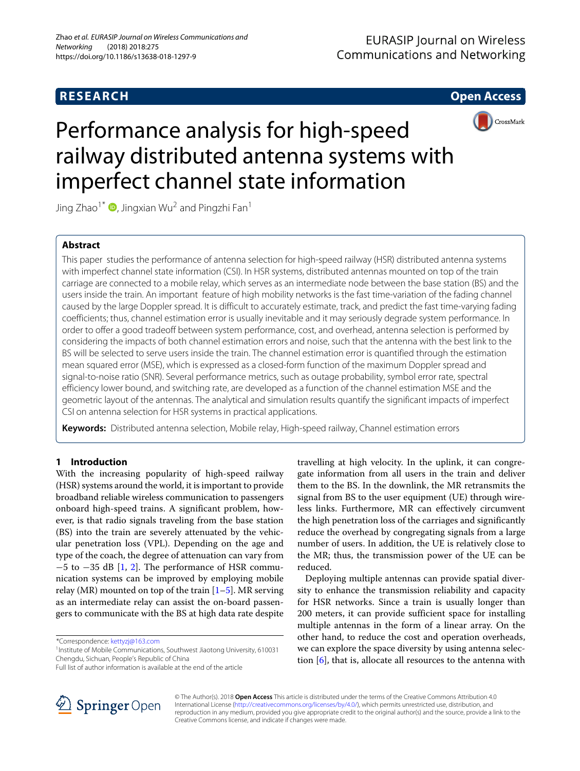**RESEARCH** **Open Access**

# Performance analysis for high-speed railway distributed antenna systems with imperfect channel state information

Jing Zhao[1*], Jingxian Wu[2] and Pingzhi Fan[1]

## Abstract

This paper studies the performance of antenna selection for high-speed railway (HSR) distributed antenna systems with imperfect channel state information (CSI). In HSR systems, distributed antennas mounted on top of the train carriage are connected to a mobile relay, which serves as an intermediate node between the base station (BS) and the users inside the train. An important feature of high mobility networks is the fast time-variation of the fading channel caused by the large Doppler spread. It is difficult to accurately estimate, track, and predict the fast time-varying fading coefficients; thus, channel estimation error is usually inevitable and it may seriously degrade system performance. In order to offer a good tradeoff between system performance, cost, and overhead, antenna selection is performed by considering the impacts of both channel estimation errors and noise, such that the antenna with the best link to the BS will be selected to serve users inside the train. The channel estimation error is quantified through the estimation mean squared error (MSE), which is expressed as a closed-form function of the maximum Doppler spread and signal-to-noise ratio (SNR). Several performance metrics, such as outage probability, symbol error rate, spectral efficiency lower bound, and switching rate, are developed as a function of the channel estimation MSE and the geometric layout of the antennas. The analytical and simulation results quantify the significant impacts of imperfect CSI on antenna selection for HSR systems in practical applications.

**Keywords:** Distributed antenna selection, Mobile relay, High-speed railway, Channel estimation errors

## 1 Introduction

With the increasing popularity of high-speed railway (HSR) systems around the world, it is important to provide broadband reliable wireless communication to passengers onboard high-speed trains. A significant problem, however, is that radio signals traveling from the base station (BS) into the train are severely attenuated by the vehicular penetration loss (VPL). Depending on the age and type of the coach, the degree of attenuation can vary from −5 to −35 dB [1, 2]. The performance of HSR communication systems can be improved by employing mobile relay (MR) mounted on top of the train [1–5]. MR serving as an intermediate relay can assist the on-board passengers to communicate with the BS at high data rate despite travelling at high velocity. In the uplink, it can congregate information from all users in the train and deliver them to the BS. In the downlink, the MR retransmits the signal from BS to the user equipment (UE) through wireless links. Furthermore, MR can effectively circumvent the high penetration loss of the carriages and significantly reduce the overhead by congregating signals from a large number of users. In addition, the UE is relatively close to the MR; thus, the transmission power of the UE can be reduced.

Deploying multiple antennas can provide spatial diversity to enhance the transmission reliability and capacity for HSR networks. Since a train is usually longer than 200 meters, it can provide sufficient space for installing multiple antennas in the form of a linear array. On the other hand, to reduce the cost and operation overheads, we can explore the space diversity by using antenna selection [6], that is, allocate all resources to the antenna with

*Correspondence: kettyzj@163.com
[1]Institute of Mobile Communications, Southwest Jiaotong University, 610031 Chengdu, Sichuan, People's Republic of China
Full list of author information is available at the end of the article

© The Author(s). 2018 **Open Access** This article is distributed under the terms of the Creative Commons Attribution 4.0 International License (http://creativecommons.org/licenses/by/4.0/), which permits unrestricted use, distribution, and reproduction in any medium, provided you give appropriate credit to the original author(s) and the source, provide a link to the Creative Commons license, and indicate if changes were made.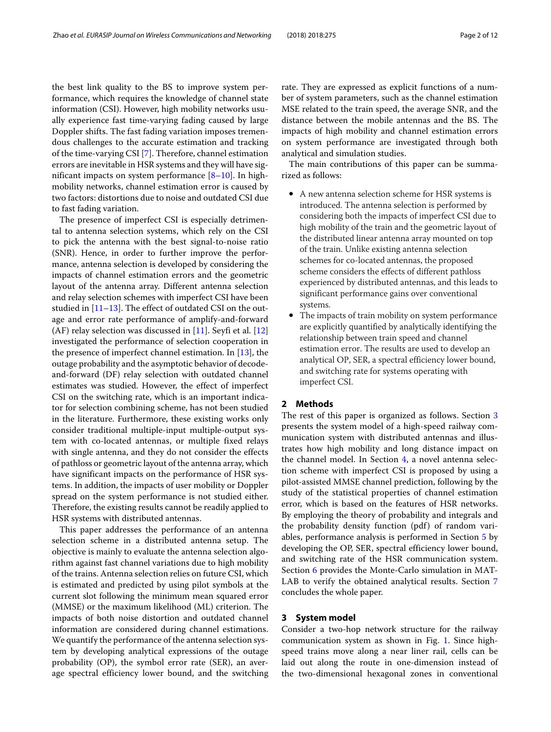the best link quality to the BS to improve system performance, which requires the knowledge of channel state information (CSI). However, high mobility networks usually experience fast time-varying fading caused by large Doppler shifts. The fast fading variation imposes tremendous challenges to the accurate estimation and tracking of the time-varying CSI [7]. Therefore, channel estimation errors are inevitable in HSR systems and they will have significant impacts on system performance [8–10]. In high-mobility networks, channel estimation error is caused by two factors: distortions due to noise and outdated CSI due to fast fading variation.

The presence of imperfect CSI is especially detrimental to antenna selection systems, which rely on the CSI to pick the antenna with the best signal-to-noise ratio (SNR). Hence, in order to further improve the performance, antenna selection is developed by considering the impacts of channel estimation errors and the geometric layout of the antenna array. Different antenna selection and relay selection schemes with imperfect CSI have been studied in [11–13]. The effect of outdated CSI on the outage and error rate performance of amplify-and-forward (AF) relay selection was discussed in [11]. Seyfi et al. [12] investigated the performance of selection cooperation in the presence of imperfect channel estimation. In [13], the outage probability and the asymptotic behavior of decode-and-forward (DF) relay selection with outdated channel estimates was studied. However, the effect of imperfect CSI on the switching rate, which is an important indicator for selection combining scheme, has not been studied in the literature. Furthermore, these existing works only consider traditional multiple-input multiple-output system with co-located antennas, or multiple fixed relays with single antenna, and they do not consider the effects of pathloss or geometric layout of the antenna array, which have significant impacts on the performance of HSR systems. In addition, the impacts of user mobility or Doppler spread on the system performance is not studied either. Therefore, the existing results cannot be readily applied to HSR systems with distributed antennas.

This paper addresses the performance of an antenna selection scheme in a distributed antenna setup. The objective is mainly to evaluate the antenna selection algorithm against fast channel variations due to high mobility of the trains. Antenna selection relies on future CSI, which is estimated and predicted by using pilot symbols at the current slot following the minimum mean squared error (MMSE) or the maximum likelihood (ML) criterion. The impacts of both noise distortion and outdated channel information are considered during channel estimations. We quantify the performance of the antenna selection system by developing analytical expressions of the outage probability (OP), the symbol error rate (SER), an average spectral efficiency lower bound, and the switching rate. They are expressed as explicit functions of a number of system parameters, such as the channel estimation MSE related to the train speed, the average SNR, and the distance between the mobile antennas and the BS. The impacts of high mobility and channel estimation errors on system performance are investigated through both analytical and simulation studies.

The main contributions of this paper can be summarized as follows:

- A new antenna selection scheme for HSR systems is introduced. The antenna selection is performed by considering both the impacts of imperfect CSI due to high mobility of the train and the geometric layout of the distributed linear antenna array mounted on top of the train. Unlike existing antenna selection schemes for co-located antennas, the proposed scheme considers the effects of different pathloss experienced by distributed antennas, and this leads to significant performance gains over conventional systems.
- The impacts of train mobility on system performance are explicitly quantified by analytically identifying the relationship between train speed and channel estimation error. The results are used to develop an analytical OP, SER, a spectral efficiency lower bound, and switching rate for systems operating with imperfect CSI.

## 2 Methods

The rest of this paper is organized as follows. Section 3 presents the system model of a high-speed railway communication system with distributed antennas and illustrates how high mobility and long distance impact on the channel model. In Section 4, a novel antenna selection scheme with imperfect CSI is proposed by using a pilot-assisted MMSE channel prediction, following by the study of the statistical properties of channel estimation error, which is based on the features of HSR networks. By employing the theory of probability and integrals and the probability density function (pdf) of random variables, performance analysis is performed in Section 5 by developing the OP, SER, spectral efficiency lower bound, and switching rate of the HSR communication system. Section 6 provides the Monte-Carlo simulation in MATLAB to verify the obtained analytical results. Section 7 concludes the whole paper.

## 3 System model

Consider a two-hop network structure for the railway communication system as shown in Fig. 1. Since high-speed trains move along a near liner rail, cells can be laid out along the route in one-dimension instead of the two-dimensional hexagonal zones in conventional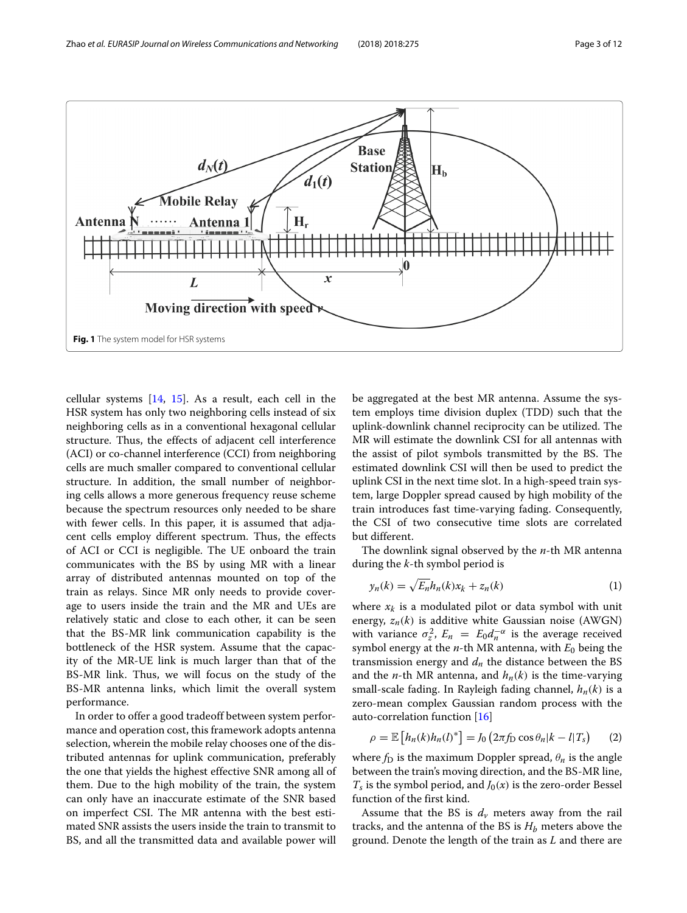**Fig. 1** The system model for HSR systems

cellular systems [14, 15]. As a result, each cell in the HSR system has only two neighboring cells instead of six neighboring cells as in a conventional hexagonal cellular structure. Thus, the effects of adjacent cell interference (ACI) or co-channel interference (CCI) from neighboring cells are much smaller compared to conventional cellular structure. In addition, the small number of neighboring cells allows a more generous frequency reuse scheme because the spectrum resources only needed to be share with fewer cells. In this paper, it is assumed that adjacent cells employ different spectrum. Thus, the effects of ACI or CCI is negligible. The UE onboard the train communicates with the BS by using MR with a linear array of distributed antennas mounted on top of the train as relays. Since MR only needs to provide coverage to users inside the train and the MR and UEs are relatively static and close to each other, it can be seen that the BS-MR link communication capability is the bottleneck of the HSR system. Assume that the capacity of the MR-UE link is much larger than that of the BS-MR link. Thus, we will focus on the study of the BS-MR antenna links, which limit the overall system performance.

In order to offer a good tradeoff between system performance and operation cost, this framework adopts antenna selection, wherein the mobile relay chooses one of the distributed antennas for uplink communication, preferably the one that yields the highest effective SNR among all of them. Due to the high mobility of the train, the system can only have an inaccurate estimate of the SNR based on imperfect CSI. The MR antenna with the best estimated SNR assists the users inside the train to transmit to BS, and all the transmitted data and available power will be aggregated at the best MR antenna. Assume the system employs time division duplex (TDD) such that the uplink-downlink channel reciprocity can be utilized. The MR will estimate the downlink CSI for all antennas with the assist of pilot symbols transmitted by the BS. The estimated downlink CSI will then be used to predict the uplink CSI in the next time slot. In a high-speed train system, large Doppler spread caused by high mobility of the train introduces fast time-varying fading. Consequently, the CSI of two consecutive time slots are correlated but different.

The downlink signal observed by the $n$-th MR antenna during the $k$-th symbol period is

$$y_n(k) = \sqrt{E_n} h_n(k) x_k + z_n(k) \tag{1}$$

where $x_k$ is a modulated pilot or data symbol with unit energy, $z_n(k)$ is additive white Gaussian noise (AWGN) with variance $\sigma_z^2$, $E_n = E_0 d_n^{-\alpha}$ is the average received symbol energy at the $n$-th MR antenna, with $E_0$ being the transmission energy and $d_n$ the distance between the BS and the $n$-th MR antenna, and $h_n(k)$ is the time-varying small-scale fading. In Rayleigh fading channel, $h_n(k)$ is a zero-mean complex Gaussian random process with the auto-correlation function [16]

$$\rho = \mathbb{E}\left[h_n(k) h_n(l)^*\right] = J_0\left(2\pi f_D \cos\theta_n |k - l| T_s\right) \tag{2}$$

where $f_D$ is the maximum Doppler spread, $\theta_n$ is the angle between the train's moving direction, and the BS-MR line, $T_s$ is the symbol period, and $J_0(x)$ is the zero-order Bessel function of the first kind.

Assume that the BS is $d_v$ meters away from the rail tracks, and the antenna of the BS is $H_b$ meters above the ground. Denote the length of the train as $L$ and there are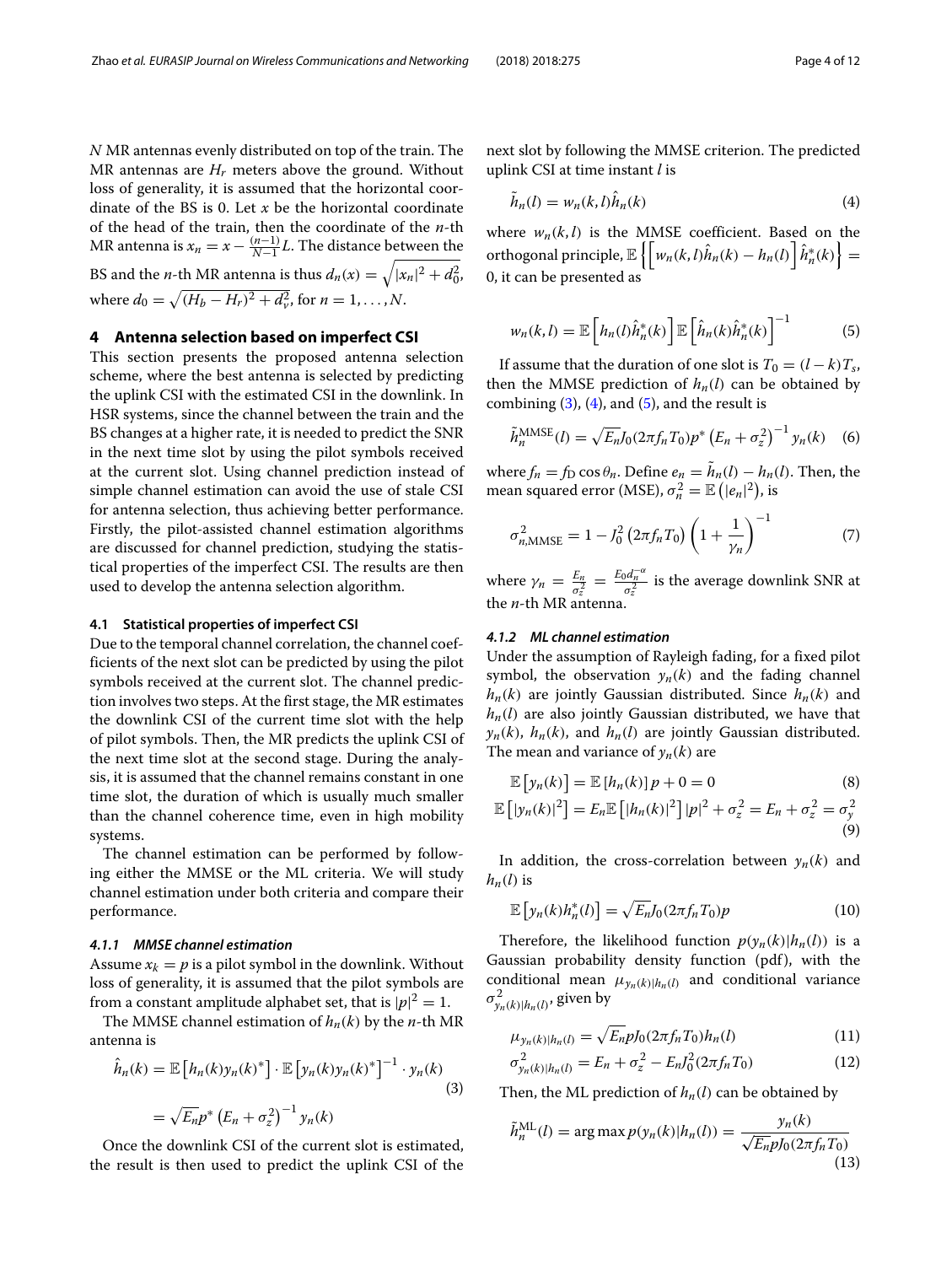$N$ MR antennas evenly distributed on top of the train. The MR antennas are $H_r$ meters above the ground. Without loss of generality, it is assumed that the horizontal coordinate of the BS is 0. Let $x$ be the horizontal coordinate of the head of the train, then the coordinate of the $n$-th MR antenna is $x_n = x - \frac{(n-1)}{N-1}L$. The distance between the BS and the $n$-th MR antenna is thus $d_n(x) = \sqrt{|x_n|^2 + d_0^2}$, where $d_0 = \sqrt{(H_b - H_r)^2 + d_v^2}$, for $n = 1, \ldots, N$.

## 4 Antenna selection based on imperfect CSI

This section presents the proposed antenna selection scheme, where the best antenna is selected by predicting the uplink CSI with the estimated CSI in the downlink. In HSR systems, since the channel between the train and the BS changes at a higher rate, it is needed to predict the SNR in the next time slot by using the pilot symbols received at the current slot. Using channel prediction instead of simple channel estimation can avoid the use of stale CSI for antenna selection, thus achieving better performance. Firstly, the pilot-assisted channel estimation algorithms are discussed for channel prediction, studying the statistical properties of the imperfect CSI. The results are then used to develop the antenna selection algorithm.

### 4.1 Statistical properties of imperfect CSI

Due to the temporal channel correlation, the channel coefficients of the next slot can be predicted by using the pilot symbols received at the current slot. The channel prediction involves two steps. At the first stage, the MR estimates the downlink CSI of the current time slot with the help of pilot symbols. Then, the MR predicts the uplink CSI of the next time slot at the second stage. During the analysis, it is assumed that the channel remains constant in one time slot, the duration of which is usually much smaller than the channel coherence time, even in high mobility systems.

The channel estimation can be performed by following either the MMSE or the ML criteria. We will study channel estimation under both criteria and compare their performance.

#### *4.1.1 MMSE channel estimation*

Assume $x_k = p$ is a pilot symbol in the downlink. Without loss of generality, it is assumed that the pilot symbols are from a constant amplitude alphabet set, that is $|p|^2 = 1$.

The MMSE channel estimation of $h_n(k)$ by the $n$-th MR antenna is

$$\hat{h}_n(k) = \mathbb{E}\left[h_n(k)y_n(k)^*\right] \cdot \mathbb{E}\left[y_n(k)y_n(k)^*\right]^{-1} \cdot y_n(k) \qquad (3)$$

$$= \sqrt{E_n}p^*\left(E_n + \sigma_z^2\right)^{-1} y_n(k)$$

Once the downlink CSI of the current slot is estimated, the result is then used to predict the uplink CSI of the next slot by following the MMSE criterion. The predicted uplink CSI at time instant $l$ is

$$\tilde{h}_n(l) = w_n(k,l)\hat{h}_n(k) \qquad (4)$$

where $w_n(k,l)$ is the MMSE coefficient. Based on the orthogonal principle, $\mathbb{E}\left\{\left[w_n(k,l)\hat{h}_n(k) - h_n(l)\right]\hat{h}_n^*(k)\right\} = 0$, it can be presented as

$$w_n(k,l) = \mathbb{E}\left[h_n(l)\hat{h}_n^*(k)\right]\mathbb{E}\left[\hat{h}_n(k)\hat{h}_n^*(k)\right]^{-1} \qquad (5)$$

If assume that the duration of one slot is $T_0 = (l-k)T_s$, then the MMSE prediction of $h_n(l)$ can be obtained by combining (3), (4), and (5), and the result is

$$\tilde{h}_n^{\mathrm{MMSE}}(l) = \sqrt{E_n}J_0(2\pi f_n T_0)p^*\left(E_n + \sigma_z^2\right)^{-1} y_n(k) \qquad (6)$$

where $f_n = f_D \cos\theta_n$. Define $e_n = \tilde{h}_n(l) - h_n(l)$. Then, the mean squared error (MSE), $\sigma_n^2 = \mathbb{E}\left(|e_n|^2\right)$, is

$$\sigma_{n,\mathrm{MMSE}}^2 = 1 - J_0^2\left(2\pi f_n T_0\right)\left(1 + \frac{1}{\gamma_n}\right)^{-1} \qquad (7)$$

where $\gamma_n = \frac{E_n}{\sigma_z^2} = \frac{E_0 d_n^{-\alpha}}{\sigma_z^2}$ is the average downlink SNR at the $n$-th MR antenna.

#### *4.1.2 ML channel estimation*

Under the assumption of Rayleigh fading, for a fixed pilot symbol, the observation $y_n(k)$ and the fading channel $h_n(k)$ are jointly Gaussian distributed. Since $h_n(k)$ and $h_n(l)$ are also jointly Gaussian distributed, we have that $y_n(k)$, $h_n(k)$, and $h_n(l)$ are jointly Gaussian distributed. The mean and variance of $y_n(k)$ are

$$\mathbb{E}\left[y_n(k)\right] = \mathbb{E}\left[h_n(k)\right]p + 0 = 0 \qquad (8)$$

$$\mathbb{E}\left[|y_n(k)|^2\right] = E_n\mathbb{E}\left[|h_n(k)|^2\right]|p|^2 + \sigma_z^2 = E_n + \sigma_z^2 = \sigma_y^2 \qquad (9)$$

In addition, the cross-correlation between $y_n(k)$ and $h_n(l)$ is

$$\mathbb{E}\left[y_n(k)h_n^*(l)\right] = \sqrt{E_n}J_0(2\pi f_n T_0)p \qquad (10)$$

Therefore, the likelihood function $p(y_n(k)|h_n(l))$ is a Gaussian probability density function (pdf), with the conditional mean $\mu_{y_n(k)|h_n(l)}$ and conditional variance $\sigma_{y_n(k)|h_n(l)}^2$, given by

$$\mu_{y_n(k)|h_n(l)} = \sqrt{E_n}pJ_0(2\pi f_n T_0)h_n(l) \qquad (11)$$

$$\sigma_{y_n(k)|h_n(l)}^2 = E_n + \sigma_z^2 - E_n J_0^2(2\pi f_n T_0) \qquad (12)$$

Then, the ML prediction of $h_n(l)$ can be obtained by

$$\tilde{h}_n^{\mathrm{ML}}(l) = \arg\max p(y_n(k)|h_n(l)) = \frac{y_n(k)}{\sqrt{E_n}pJ_0(2\pi f_n T_0)} \qquad (13)$$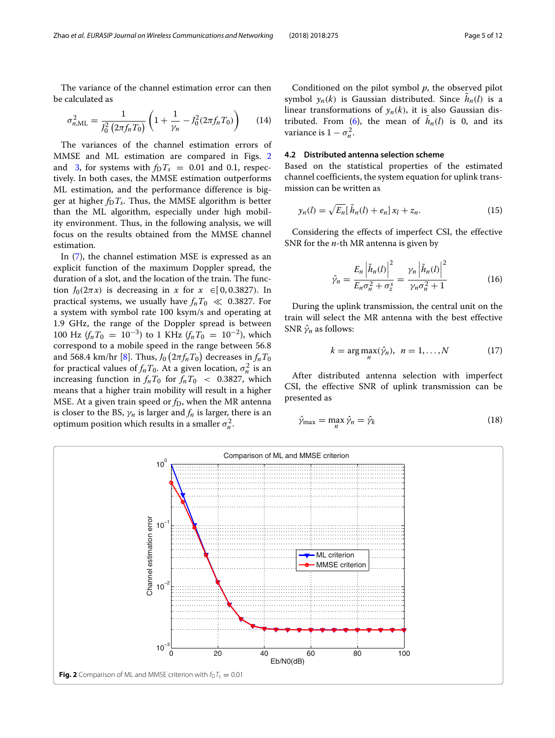The variance of the channel estimation error can then be calculated as

$$\sigma_{n,\mathrm{ML}}^2 = \frac{1}{J_0^2\left(2\pi f_n T_0\right)}\left(1 + \frac{1}{\gamma_n} - J_0^2(2\pi f_n T_0)\right) \tag{14}$$

The variances of the channel estimation errors of MMSE and ML estimation are compared in Figs. 2 and 3, for systems with $f_{\mathrm{D}}T_s = 0.01$ and 0.1, respectively. In both cases, the MMSE estimation outperforms ML estimation, and the performance difference is bigger at higher $f_{\mathrm{D}}T_s$. Thus, the MMSE algorithm is better than the ML algorithm, especially under high mobility environment. Thus, in the following analysis, we will focus on the results obtained from the MMSE channel estimation.

In (7), the channel estimation MSE is expressed as an explicit function of the maximum Doppler spread, the duration of a slot, and the location of the train. The function $J_0(2\pi x)$ is decreasing in $x$ for $x \in [0, 0.3827)$. In practical systems, we usually have $f_n T_0 \ll 0.3827$. For a system with symbol rate 100 ksym/s and operating at 1.9 GHz, the range of the Doppler spread is between 100 Hz ($f_n T_0 = 10^{-3}$) to 1 KHz ($f_n T_0 = 10^{-2}$), which correspond to a mobile speed in the range between 56.8 and 568.4 km/hr [8]. Thus, $J_0\left(2\pi f_n T_0\right)$ decreases in $f_n T_0$ for practical values of $f_n T_0$. At a given location, $\sigma_n^2$ is an increasing function in $f_n T_0$ for $f_n T_0 < 0.3827$, which means that a higher train mobility will result in a higher MSE. At a given train speed or $f_{\mathrm{D}}$, when the MR antenna is closer to the BS, $\gamma_n$ is larger and $f_n$ is larger, there is an optimum position which results in a smaller $\sigma_n^2$.

Conditioned on the pilot symbol $p$, the observed pilot symbol $y_n(k)$ is Gaussian distributed. Since $\tilde{h}_n(l)$ is a linear transformations of $y_n(k)$, it is also Gaussian distributed. From (6), the mean of $\tilde{h}_n(l)$ is 0, and its variance is $1 - \sigma_n^2$.

### 4.2 Distributed antenna selection scheme

Based on the statistical properties of the estimated channel coefficients, the system equation for uplink transmission can be written as

$$y_n(l) = \sqrt{E_n}[\tilde{h}_n(l) + e_n]\, x_l + z_n. \tag{15}$$

Considering the effects of imperfect CSI, the effective SNR for the $n$-th MR antenna is given by

$$\hat{\gamma}_n = \frac{E_n\left|\tilde{h}_n(l)\right|^2}{E_n\sigma_n^2 + \sigma_z^s} = \frac{\gamma_n\left|\tilde{h}_n(l)\right|^2}{\gamma_n\sigma_n^2 + 1} \tag{16}$$

During the uplink transmission, the central unit on the train will select the MR antenna with the best effective SNR $\hat{\gamma}_n$ as follows:

$$k = \arg\max_n(\hat{\gamma}_n), \quad n = 1, \ldots, N \tag{17}$$

After distributed antenna selection with imperfect CSI, the effective SNR of uplink transmission can be presented as

$$\hat{\gamma}_{\max} = \max_n \hat{\gamma}_n = \hat{\gamma}_k \tag{18}$$

**Fig. 2** Comparison of ML and MMSE criterion with $f_{\mathrm{D}}T_s = 0.01$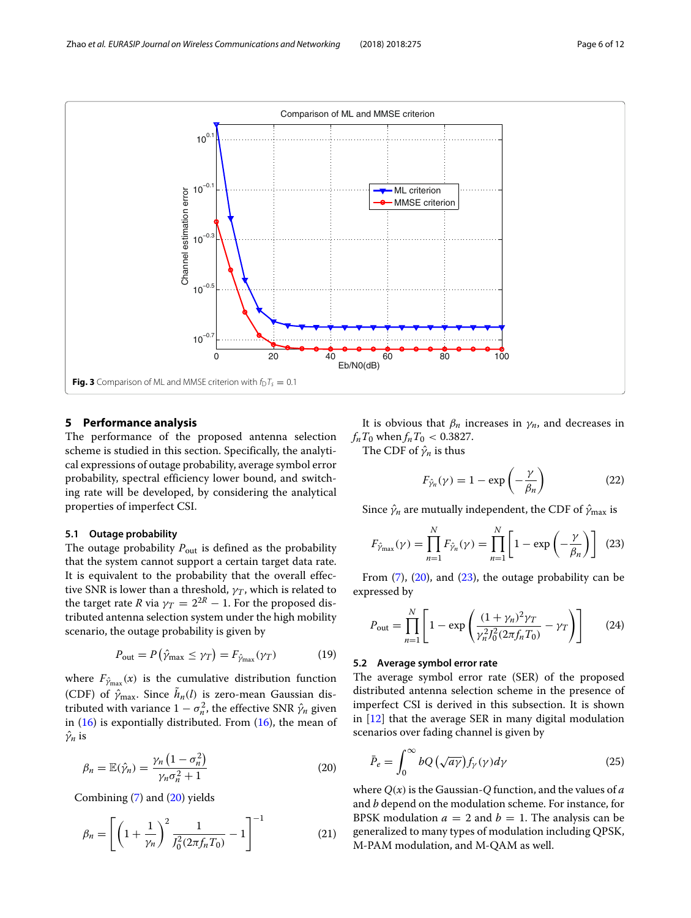Fig. 3 Comparison of ML and MMSE criterion with $f_D T_s = 0.1$

## 5 Performance analysis

The performance of the proposed antenna selection scheme is studied in this section. Specifically, the analytical expressions of outage probability, average symbol error probability, spectral efficiency lower bound, and switching rate will be developed, by considering the analytical properties of imperfect CSI.

### 5.1 Outage probability

The outage probability $P_{\text{out}}$ is defined as the probability that the system cannot support a certain target data rate. It is equivalent to the probability that the overall effective SNR is lower than a threshold, $\gamma_T$, which is related to the target rate $R$ via $\gamma_T = 2^{2R} - 1$. For the proposed distributed antenna selection system under the high mobility scenario, the outage probability is given by

$$P_{\text{out}} = P\left(\hat{\gamma}_{\max} \leq \gamma_T\right) = F_{\hat{\gamma}_{\max}}(\gamma_T) \tag{19}$$

where $F_{\hat{\gamma}_{\max}}(x)$ is the cumulative distribution function (CDF) of $\hat{\gamma}_{\max}$. Since $\tilde{h}_n(l)$ is zero-mean Gaussian distributed with variance $1 - \sigma_n^2$, the effective SNR $\hat{\gamma}_n$ given in (16) is expontially distributed. From (16), the mean of $\hat{\gamma}_n$ is

$$\beta_n = \mathbb{E}(\hat{\gamma}_n) = \frac{\gamma_n\left(1 - \sigma_n^2\right)}{\gamma_n \sigma_n^2 + 1} \tag{20}$$

Combining (7) and (20) yields

$$\beta_n = \left[\left(1 + \frac{1}{\gamma_n}\right)^2 \frac{1}{J_0^2(2\pi f_n T_0)} - 1\right]^{-1} \tag{21}$$

It is obvious that $\beta_n$ increases in $\gamma_n$, and decreases in $f_n T_0$ when $f_n T_0 < 0.3827$.

The CDF of $\hat{\gamma}_n$ is thus

$$F_{\hat{\gamma}_n}(\gamma) = 1 - \exp\left(-\frac{\gamma}{\beta_n}\right) \tag{22}$$

Since $\hat{\gamma}_n$ are mutually independent, the CDF of $\hat{\gamma}_{\max}$ is

$$F_{\hat{\gamma}_{\max}}(\gamma) = \prod_{n=1}^{N} F_{\hat{\gamma}_n}(\gamma) = \prod_{n=1}^{N}\left[1 - \exp\left(-\frac{\gamma}{\beta_n}\right)\right] \tag{23}$$

From (7), (20), and (23), the outage probability can be expressed by

$$P_{\text{out}} = \prod_{n=1}^{N}\left[1 - \exp\left(\frac{(1+\gamma_n)^2\gamma_T}{\gamma_n^2 J_0^2(2\pi f_n T_0)} - \gamma_T\right)\right] \tag{24}$$

### 5.2 Average symbol error rate

The average symbol error rate (SER) of the proposed distributed antenna selection scheme in the presence of imperfect CSI is derived in this subsection. It is shown in [12] that the average SER in many digital modulation scenarios over fading channel is given by

$$\bar{P}_e = \int_0^{\infty} bQ\left(\sqrt{a\gamma}\right) f_\gamma(\gamma) d\gamma \tag{25}$$

where $Q(x)$ is the Gaussian-$Q$ function, and the values of $a$ and $b$ depend on the modulation scheme. For instance, for BPSK modulation $a = 2$ and $b = 1$. The analysis can be generalized to many types of modulation including QPSK, M-PAM modulation, and M-QAM as well.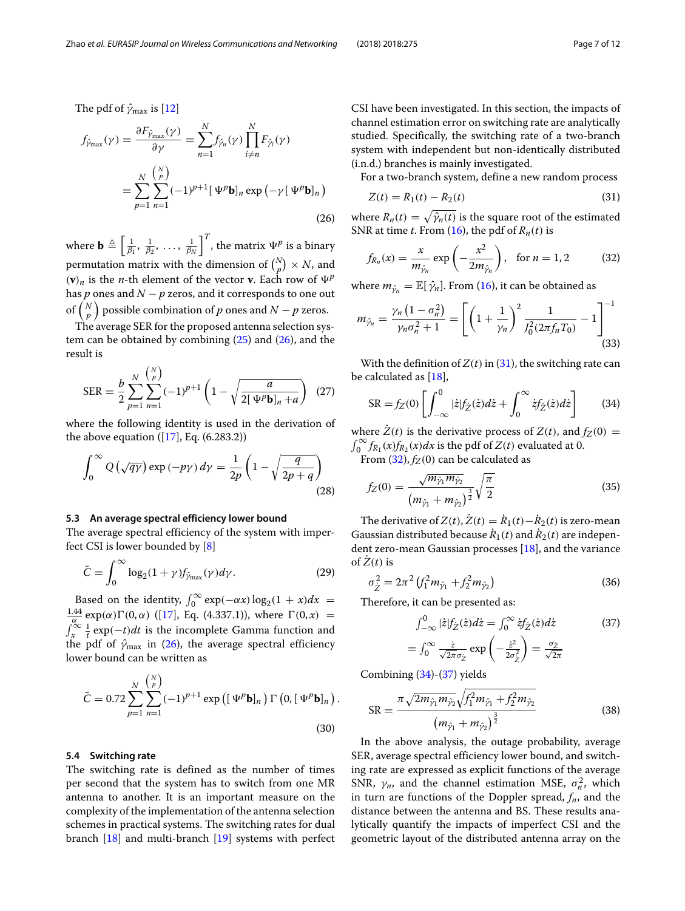The pdf of $\hat{\gamma}_{\max}$ is [12]

$$
f_{\hat{\gamma}_{\max}}(\gamma) = \frac{\partial F_{\hat{\gamma}_{\max}}(\gamma)}{\partial \gamma} = \sum_{n=1}^{N} f_{\hat{\gamma}_n}(\gamma) \prod_{i \neq n}^{N} F_{\hat{\gamma}_i}(\gamma)
$$

$$
= \sum_{p=1}^{N} \sum_{n=1}^{\binom{N}{p}} (-1)^{p+1} [\,\Psi^p \mathbf{b}]_n \exp\left(-\gamma [\,\Psi^p \mathbf{b}]_n\right) \tag{26}
$$

where $\mathbf{b} \triangleq \left[\frac{1}{\beta_1}, \frac{1}{\beta_2}, \ldots, \frac{1}{\beta_N}\right]^T$, the matrix $\Psi^p$ is a binary permutation matrix with the dimension of $\binom{N}{p} \times N$, and $(\mathbf{v})_n$ is the $n$-th element of the vector $\mathbf{v}$. Each row of $\Psi^p$ has $p$ ones and $N-p$ zeros, and it corresponds to one out of $\binom{N}{p}$ possible combination of $p$ ones and $N-p$ zeros.

The average SER for the proposed antenna selection system can be obtained by combining (25) and (26), and the result is

$$
\text{SER} = \frac{b}{2} \sum_{p=1}^{N} \sum_{n=1}^{\binom{N}{p}} (-1)^{p+1} \left(1 - \sqrt{\frac{a}{2[\,\Psi^p \mathbf{b}]_n + a}}\right) \tag{27}
$$

where the following identity is used in the derivation of the above equation ([17], Eq. (6.283.2))

$$
\int_0^{\infty} Q\left(\sqrt{q\gamma}\right) \exp\left(-p\gamma\right) d\gamma = \frac{1}{2p}\left(1 - \sqrt{\frac{q}{2p+q}}\right) \tag{28}
$$

### 5.3 An average spectral efficiency lower bound

The average spectral efficiency of the system with imperfect CSI is lower bounded by [8]

$$
\bar{C} = \int_0^{\infty} \log_2(1+\gamma) f_{\hat{\gamma}_{\max}}(\gamma) d\gamma. \tag{29}
$$

Based on the identity, $\int_0^{\infty} \exp(-\alpha x) \log_2(1+x) dx = \frac{1.44}{\alpha} \exp(\alpha) \Gamma(0, \alpha)$ ([17], Eq. (4.337.1)), where $\Gamma(0, x) = \int_x^{\infty} \frac{1}{t} \exp(-t) dt$ is the incomplete Gamma function and the pdf of $\hat{\gamma}_{\max}$ in (26), the average spectral efficiency lower bound can be written as

$$
\bar{C} = 0.72 \sum_{p=1}^{N} \sum_{n=1}^{\binom{N}{p}} (-1)^{p+1} \exp\left([\,\Psi^p \mathbf{b}]_n\right) \Gamma\left(0, [\,\Psi^p \mathbf{b}]_n\right). \tag{30}
$$

### 5.4 Switching rate

The switching rate is defined as the number of times per second that the system has to switch from one MR antenna to another. It is an important measure on the complexity of the implementation of the antenna selection schemes in practical systems. The switching rates for dual branch [18] and multi-branch [19] systems with perfect CSI have been investigated. In this section, the impacts of channel estimation error on switching rate are analytically studied. Specifically, the switching rate of a two-branch system with independent but non-identically distributed (i.n.d.) branches is mainly investigated.

For a two-branch system, define a new random process

$$
Z(t) = R_1(t) - R_2(t) \tag{31}
$$

where $R_n(t) = \sqrt{\hat{\gamma}_n(t)}$ is the square root of the estimated SNR at time $t$. From (16), the pdf of $R_n(t)$ is

$$
f_{R_n}(x) = \frac{x}{m_{\hat{\gamma}_n}} \exp\left(-\frac{x^2}{2m_{\hat{\gamma}_n}}\right), \quad \text{for } n = 1, 2 \tag{32}
$$

where $m_{\hat{\gamma}_n} = \mathbb{E}[\,\hat{\gamma}_n]$. From (16), it can be obtained as

$$
m_{\hat{\gamma}_n} = \frac{\gamma_n\left(1 - \sigma_n^2\right)}{\gamma_n \sigma_n^2 + 1} = \left[\left(1 + \frac{1}{\gamma_n}\right)^2 \frac{1}{J_0^2(2\pi f_n T_0)} - 1\right]^{-1} \tag{33}
$$

With the definition of $Z(t)$ in (31), the switching rate can be calculated as [18],

$$
\text{SR} = f_Z(0)\left[\int_{-\infty}^{0} |\dot{z}| f_{\dot{Z}}(\dot{z}) d\dot{z} + \int_0^{\infty} \dot{z} f_{\dot{Z}}(\dot{z}) d\dot{z}\right] \tag{34}
$$

where $\dot{Z}(t)$ is the derivative process of $Z(t)$, and $f_Z(0) = \int_0^{\infty} f_{R_1}(x) f_{R_2}(x) dx$ is the pdf of $Z(t)$ evaluated at 0.

From (32), $f_Z(0)$ can be calculated as

$$
f_Z(0) = \frac{\sqrt{m_{\hat{\gamma}_1} m_{\hat{\gamma}_2}}}{\left(m_{\hat{\gamma}_1} + m_{\hat{\gamma}_2}\right)^{\frac{3}{2}}} \sqrt{\frac{\pi}{2}} \tag{35}
$$

The derivative of $Z(t)$, $\dot{Z}(t) = \dot{R}_1(t) - \dot{R}_2(t)$ is zero-mean Gaussian distributed because $\dot{R}_1(t)$ and $\dot{R}_2(t)$ are independent zero-mean Gaussian processes [18], and the variance of $\dot{Z}(t)$ is

$$
\sigma_{\dot{Z}}^2 = 2\pi^2\left(f_1^2 m_{\hat{\gamma}_1} + f_2^2 m_{\hat{\gamma}_2}\right) \tag{36}
$$

Therefore, it can be presented as:

$$
\begin{aligned}
\int_{-\infty}^{0} |\dot{z}| f_{\dot{Z}}(\dot{z}) d\dot{z} &= \int_0^{\infty} \dot{z} f_{\dot{Z}}(\dot{z}) d\dot{z} \\
&= \int_0^{\infty} \frac{\dot{z}}{\sqrt{2\pi}\sigma_{\dot{Z}}} \exp\left(-\frac{\dot{z}^2}{2\sigma_{\dot{Z}}^2}\right) = \frac{\sigma_{\dot{Z}}}{\sqrt{2\pi}}
\end{aligned} \tag{37}
$$

Combining (34)-(37) yields

$$
\text{SR} = \frac{\pi\sqrt{2m_{\hat{\gamma}_1} m_{\hat{\gamma}_2}} \sqrt{f_1^2 m_{\hat{\gamma}_1} + f_2^2 m_{\hat{\gamma}_2}}}{\left(m_{\hat{\gamma}_1} + m_{\hat{\gamma}_2}\right)^{\frac{3}{2}}} \tag{38}
$$

In the above analysis, the outage probability, average SER, average spectral efficiency lower bound, and switching rate are expressed as explicit functions of the average SNR, $\gamma_n$, and the channel estimation MSE, $\sigma_n^2$, which in turn are functions of the Doppler spread, $f_n$, and the distance between the antenna and BS. These results analytically quantify the impacts of imperfect CSI and the geometric layout of the distributed antenna array on the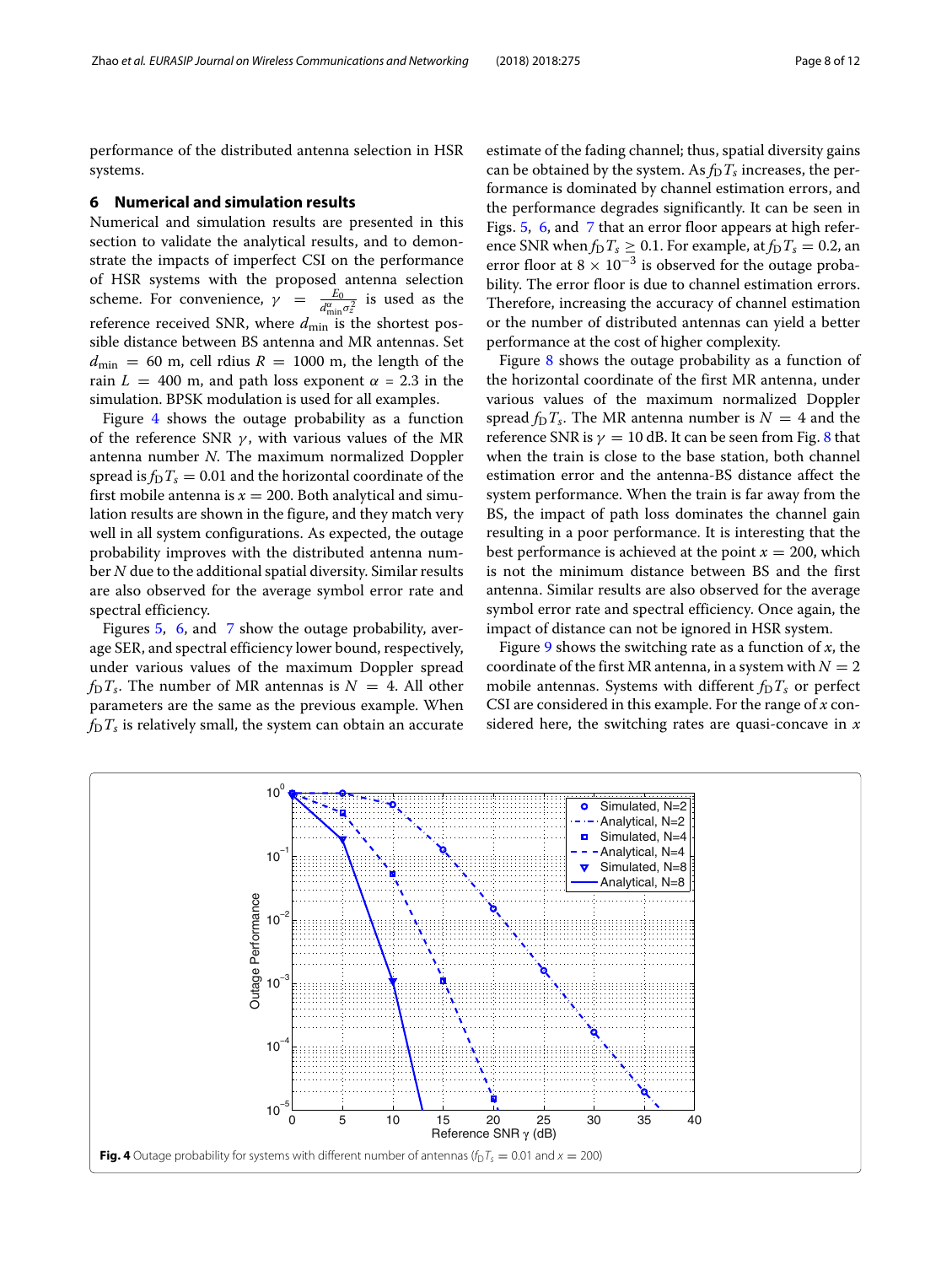performance of the distributed antenna selection in HSR systems.

## 6 Numerical and simulation results

Numerical and simulation results are presented in this section to validate the analytical results, and to demonstrate the impacts of imperfect CSI on the performance of HSR systems with the proposed antenna selection scheme. For convenience, $\gamma = \frac{E_0}{d_{\min}^{\alpha}\sigma_z^2}$ is used as the reference received SNR, where $d_{\min}$ is the shortest possible distance between BS antenna and MR antennas. Set $d_{\min} = 60$ m, cell rdius $R = 1000$ m, the length of the rain $L = 400$ m, and path loss exponent $\alpha = 2.3$ in the simulation. BPSK modulation is used for all examples.

Figure 4 shows the outage probability as a function of the reference SNR $\gamma$, with various values of the MR antenna number $N$. The maximum normalized Doppler spread is $f_D T_s = 0.01$ and the horizontal coordinate of the first mobile antenna is $x = 200$. Both analytical and simulation results are shown in the figure, and they match very well in all system configurations. As expected, the outage probability improves with the distributed antenna number $N$ due to the additional spatial diversity. Similar results are also observed for the average symbol error rate and spectral efficiency.

Figures 5, 6, and 7 show the outage probability, average SER, and spectral efficiency lower bound, respectively, under various values of the maximum Doppler spread $f_D T_s$. The number of MR antennas is $N = 4$. All other parameters are the same as the previous example. When $f_D T_s$ is relatively small, the system can obtain an accurate estimate of the fading channel; thus, spatial diversity gains can be obtained by the system. As $f_D T_s$ increases, the performance is dominated by channel estimation errors, and the performance degrades significantly. It can be seen in Figs. 5, 6, and 7 that an error floor appears at high reference SNR when $f_D T_s \geq 0.1$. For example, at $f_D T_s = 0.2$, an error floor at $8 \times 10^{-3}$ is observed for the outage probability. The error floor is due to channel estimation errors. Therefore, increasing the accuracy of channel estimation or the number of distributed antennas can yield a better performance at the cost of higher complexity.

Figure 8 shows the outage probability as a function of the horizontal coordinate of the first MR antenna, under various values of the maximum normalized Doppler spread $f_D T_s$. The MR antenna number is $N = 4$ and the reference SNR is $\gamma = 10$ dB. It can be seen from Fig. 8 that when the train is close to the base station, both channel estimation error and the antenna-BS distance affect the system performance. When the train is far away from the BS, the impact of path loss dominates the channel gain resulting in a poor performance. It is interesting that the best performance is achieved at the point $x = 200$, which is not the minimum distance between BS and the first antenna. Similar results are also observed for the average symbol error rate and spectral efficiency. Once again, the impact of distance can not be ignored in HSR system.

Figure 9 shows the switching rate as a function of $x$, the coordinate of the first MR antenna, in a system with $N = 2$ mobile antennas. Systems with different $f_D T_s$ or perfect CSI are considered in this example. For the range of $x$ considered here, the switching rates are quasi-concave in $x$

**Fig. 4** Outage probability for systems with different number of antennas ($f_D T_s = 0.01$ and $x = 200$)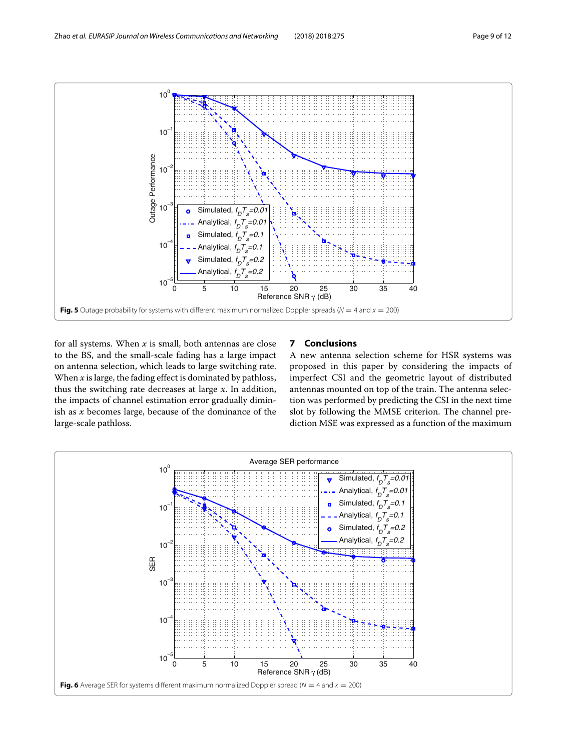Fig. 5 Outage probability for systems with different maximum normalized Doppler spreads ($N = 4$ and $x = 200$)

for all systems. When $x$ is small, both antennas are close to the BS, and the small-scale fading has a large impact on antenna selection, which leads to large switching rate. When $x$ is large, the fading effect is dominated by pathloss, thus the switching rate decreases at large $x$. In addition, the impacts of channel estimation error gradually diminish as $x$ becomes large, because of the dominance of the large-scale pathloss.

## 7 Conclusions

A new antenna selection scheme for HSR systems was proposed in this paper by considering the impacts of imperfect CSI and the geometric layout of distributed antennas mounted on top of the train. The antenna selection was performed by predicting the CSI in the next time slot by following the MMSE criterion. The channel prediction MSE was expressed as a function of the maximum

Fig. 6 Average SER for systems different maximum normalized Doppler spread ($N = 4$ and $x = 200$)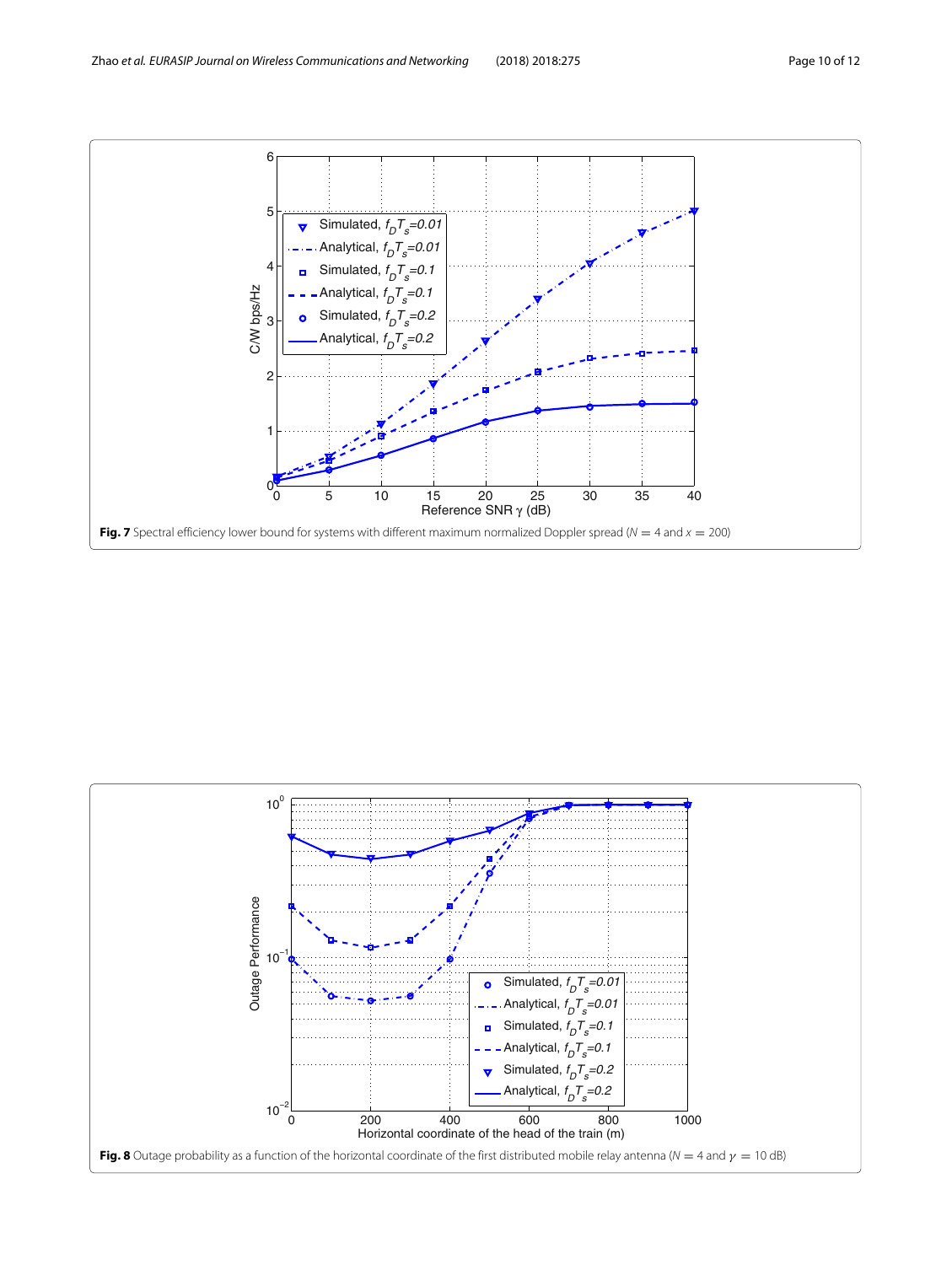**Fig. 7** Spectral efficiency lower bound for systems with different maximum normalized Doppler spread ($N = 4$ and $x = 200$)

**Fig. 8** Outage probability as a function of the horizontal coordinate of the first distributed mobile relay antenna ($N = 4$ and $\gamma = 10$ dB)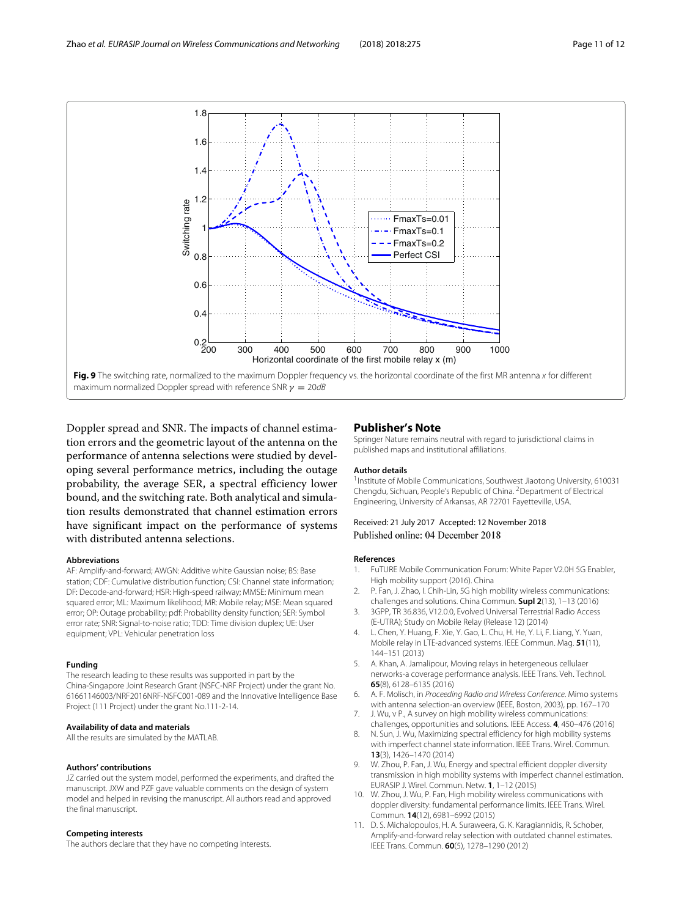**Fig. 9** The switching rate, normalized to the maximum Doppler frequency vs. the horizontal coordinate of the first MR antenna $x$ for different maximum normalized Doppler spread with reference SNR $\gamma = 20dB$

Doppler spread and SNR. The impacts of channel estimation errors and the geometric layout of the antenna on the performance of antenna selections were studied by developing several performance metrics, including the outage probability, the average SER, a spectral efficiency lower bound, and the switching rate. Both analytical and simulation results demonstrated that channel estimation errors have significant impact on the performance of systems with distributed antenna selections.

#### Abbreviations

AF: Amplify-and-forward; AWGN: Additive white Gaussian noise; BS: Base station; CDF: Cumulative distribution function; CSI: Channel state information; DF: Decode-and-forward; HSR: High-speed railway; MMSE: Minimum mean squared error; ML: Maximum likelihood; MR: Mobile relay; MSE: Mean squared error; OP: Outage probability; pdf: Probability density function; SER: Symbol error rate; SNR: Signal-to-noise ratio; TDD: Time division duplex; UE: User equipment; VPL: Vehicular penetration loss

#### Funding

The research leading to these results was supported in part by the China-Singapore Joint Research Grant (NSFC-NRF Project) under the grant No. 61661146003/NRF2016NRF-NSFC001-089 and the Innovative Intelligence Base Project (111 Project) under the grant No.111-2-14.

#### Availability of data and materials

All the results are simulated by the MATLAB.

#### Authors' contributions

JZ carried out the system model, performed the experiments, and drafted the manuscript. JXW and PZF gave valuable comments on the design of system model and helped in revising the manuscript. All authors read and approved the final manuscript.

#### Competing interests

The authors declare that they have no competing interests.

## Publisher's Note

Springer Nature remains neutral with regard to jurisdictional claims in published maps and institutional affiliations.

#### Author details

[1]Institute of Mobile Communications, Southwest Jiaotong University, 610031 Chengdu, Sichuan, People's Republic of China. [2]Department of Electrical Engineering, University of Arkansas, AR 72701 Fayetteville, USA.

Received: 21 July 2017 Accepted: 12 November 2018
Published online: 04 December 2018

#### References

1. FuTURE Mobile Communication Forum: White Paper V2.0H 5G Enabler, High mobility support (2016). China
2. P. Fan, J. Zhao, I. Chih-Lin, 5G high mobility wireless communications: challenges and solutions. China Commun. **Supl 2**(13), 1–13 (2016)
3. 3GPP, TR 36.836, V12.0.0, Evolved Universal Terrestrial Radio Access (E-UTRA); Study on Mobile Relay (Release 12) (2014)
4. L. Chen, Y. Huang, F. Xie, Y. Gao, L. Chu, H. He, Y. Li, F. Liang, Y. Yuan, Mobile relay in LTE-advanced systems. IEEE Commun. Mag. **51**(11), 144–151 (2013)
5. A. Khan, A. Jamalipour, Moving relays in hetergeneous cellulaer nerworks-a coverage performance analysis. IEEE Trans. Veh. Technol. **65**(8), 6128–6135 (2016)
6. A. F. Molisch, in *Proceeding Radio and Wireless Conference*. Mimo systems with antenna selection-an overview (IEEE, Boston, 2003), pp. 167–170
7. J. Wu, v P., A survey on high mobility wireless communications: challenges, opportunities and solutions. IEEE Access. **4**, 450–476 (2016)
8. N. Sun, J. Wu, Maximizing spectral efficiency for high mobility systems with imperfect channel state information. IEEE Trans. Wirel. Commun. **13**(3), 1426–1470 (2014)
9. W. Zhou, P. Fan, J. Wu, Energy and spectral efficient doppler diversity transmission in high mobility systems with imperfect channel estimation. EURASIP J. Wirel. Commun. Netw. **1**, 1–12 (2015)
10. W. Zhou, J. Wu, P. Fan, High mobility wireless communications with doppler diversity: fundamental performance limits. IEEE Trans. Wirel. Commun. **14**(12), 6981–6992 (2015)
11. D. S. Michalopoulos, H. A. Suraweera, G. K. Karagiannidis, R. Schober, Amplify-and-forward relay selection with outdated channel estimates. IEEE Trans. Commun. **60**(5), 1278–1290 (2012)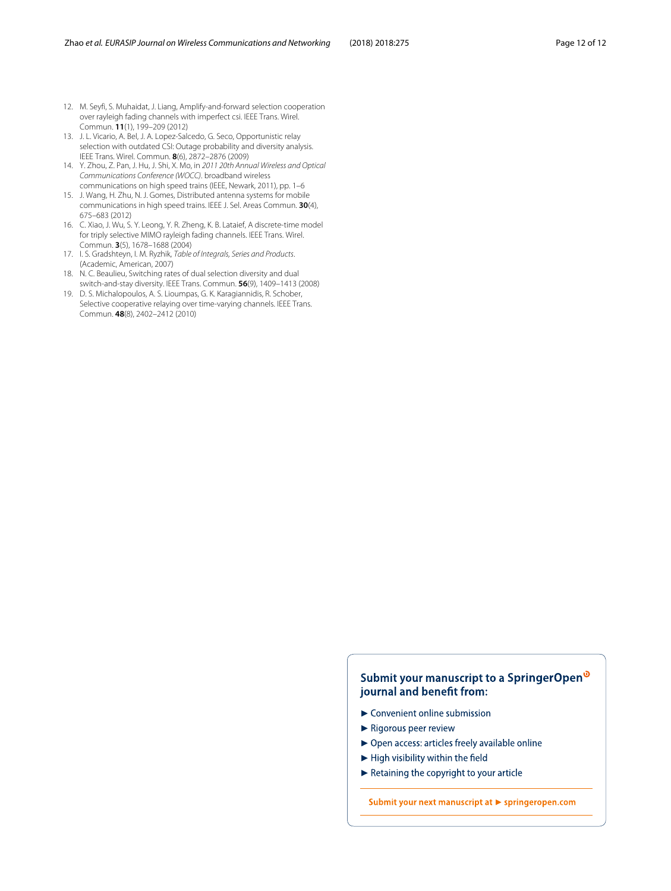12. M. Seyfi, S. Muhaidat, J. Liang, Amplify-and-forward selection cooperation over rayleigh fading channels with imperfect csi. IEEE Trans. Wirel. Commun. **11**(1), 199–209 (2012)
13. J. L. Vicario, A. Bel, J. A. Lopez-Salcedo, G. Seco, Opportunistic relay selection with outdated CSI: Outage probability and diversity analysis. IEEE Trans. Wirel. Commun. **8**(6), 2872–2876 (2009)
14. Y. Zhou, Z. Pan, J. Hu, J. Shi, X. Mo, in *2011 20th Annual Wireless and Optical Communications Conference (WOCC)*. broadband wireless communications on high speed trains (IEEE, Newark, 2011), pp. 1–6
15. J. Wang, H. Zhu, N. J. Gomes, Distributed antenna systems for mobile communications in high speed trains. IEEE J. Sel. Areas Commun. **30**(4), 675–683 (2012)
16. C. Xiao, J. Wu, S. Y. Leong, Y. R. Zheng, K. B. Lataief, A discrete-time model for triply selective MIMO rayleigh fading channels. IEEE Trans. Wirel. Commun. **3**(5), 1678–1688 (2004)
17. I. S. Gradshteyn, I. M. Ryzhik, *Table of Integrals, Series and Products*. (Academic, American, 2007)
18. N. C. Beaulieu, Switching rates of dual selection diversity and dual switch-and-stay diversity. IEEE Trans. Commun. **56**(9), 1409–1413 (2008)
19. D. S. Michalopoulos, A. S. Lioumpas, G. K. Karagiannidis, R. Schober, Selective cooperative relaying over time-varying channels. IEEE Trans. Commun. **48**(8), 2402–2412 (2010)

**Submit your manuscript to a SpringerOpen journal and benefit from:**

- ► Convenient online submission
- ► Rigorous peer review
- ► Open access: articles freely available online
- ► High visibility within the field
- ► Retaining the copyright to your article

**Submit your next manuscript at ► springeropen.com**